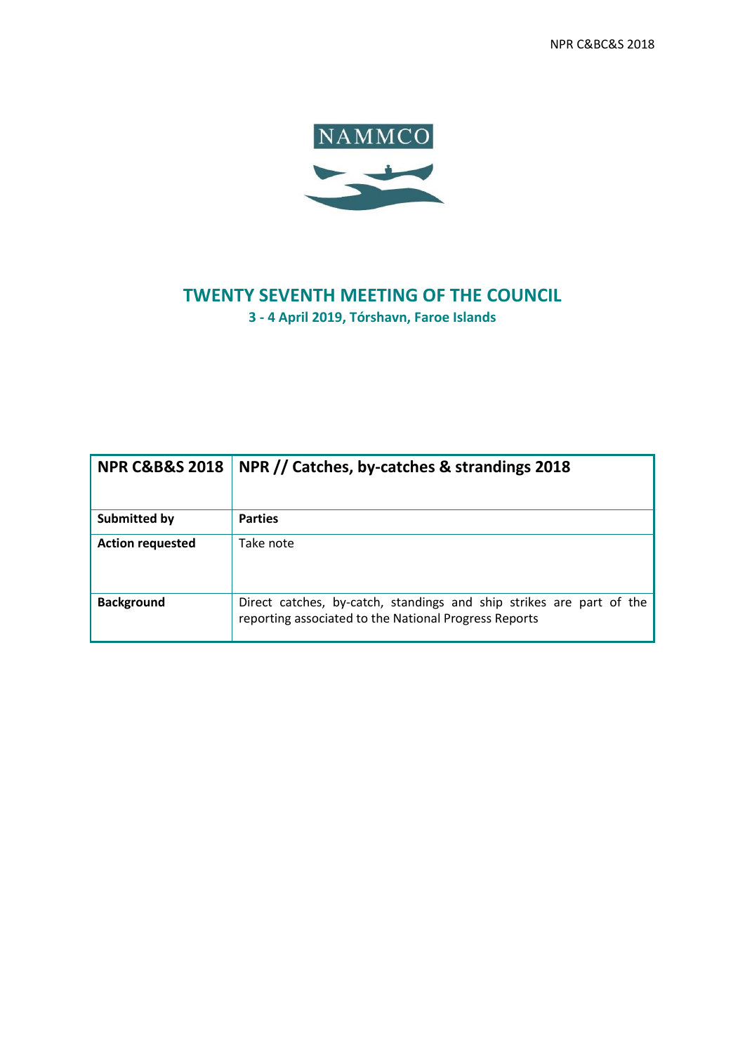NAMMCO

# TWENTY SEVENTH MEETING OF THE COUNCIL

**3 - 4 April 2019, Tórshavn, Faroe Islands**

| **NPR C&B&S 2018** | **NPR // Catches, by-catches & strandings 2018** |
|---|---|
| **Submitted by** | **Parties** |
| **Action requested** | Take note |
| **Background** | Direct catches, by-catch, standings and ship strikes are part of the reporting associated to the National Progress Reports |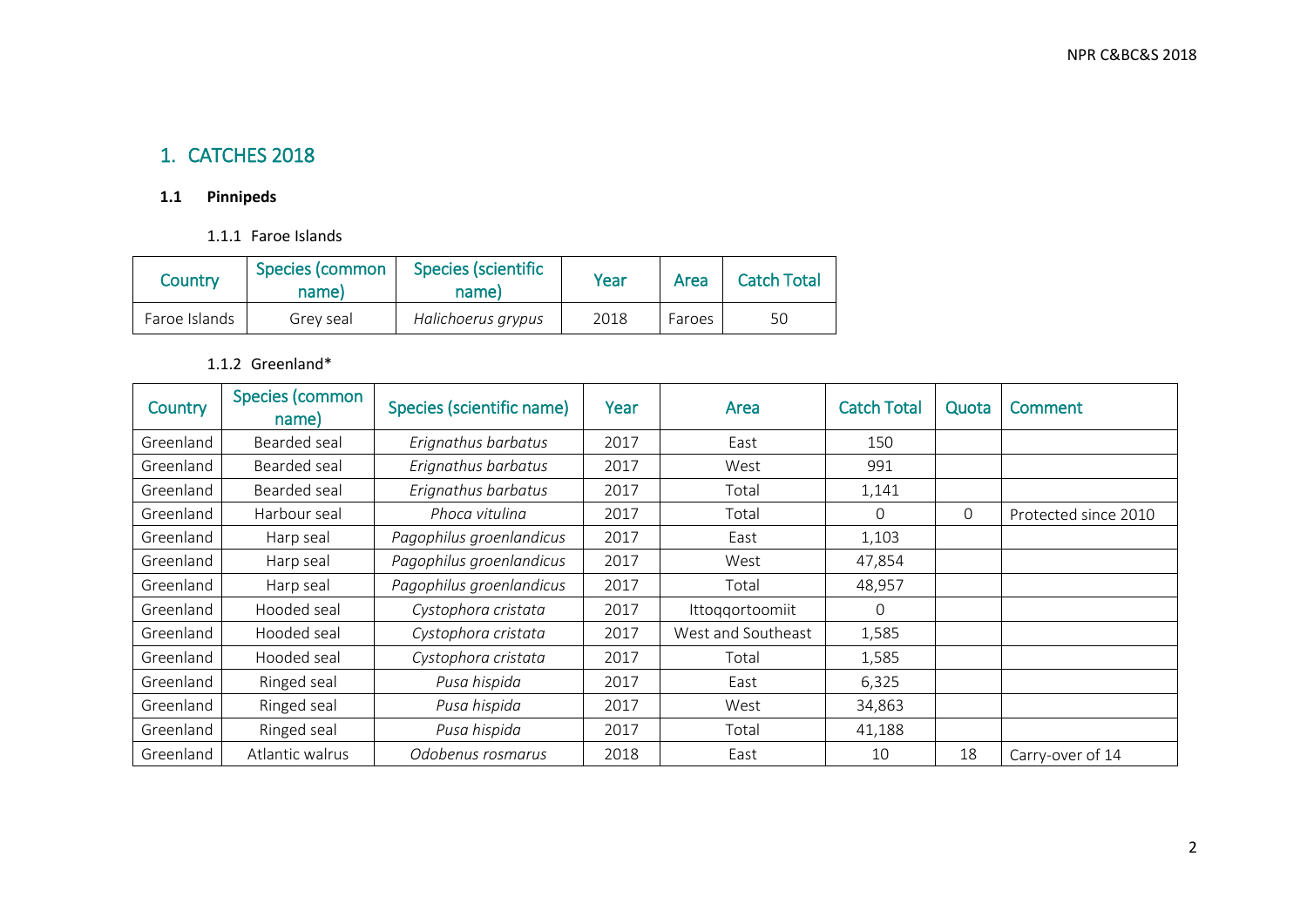# 1. CATCHES 2018

## 1.1 Pinnipeds

### 1.1.1 Faroe Islands

| Country | Species (common name) | Species (scientific name) | Year | Area | Catch Total |
|---|---|---|---|---|---|
| Faroe Islands | Grey seal | *Halichoerus grypus* | 2018 | Faroes | 50 |

### 1.1.2 Greenland*

| Country | Species (common name) | Species (scientific name) | Year | Area | Catch Total | Quota | Comment |
|---|---|---|---|---|---|---|---|
| Greenland | Bearded seal | *Erignathus barbatus* | 2017 | East | 150 | | |
| Greenland | Bearded seal | *Erignathus barbatus* | 2017 | West | 991 | | |
| Greenland | Bearded seal | *Erignathus barbatus* | 2017 | Total | 1,141 | | |
| Greenland | Harbour seal | *Phoca vitulina* | 2017 | Total | 0 | 0 | Protected since 2010 |
| Greenland | Harp seal | *Pagophilus groenlandicus* | 2017 | East | 1,103 | | |
| Greenland | Harp seal | *Pagophilus groenlandicus* | 2017 | West | 47,854 | | |
| Greenland | Harp seal | *Pagophilus groenlandicus* | 2017 | Total | 48,957 | | |
| Greenland | Hooded seal | *Cystophora cristata* | 2017 | Ittoqqortoomiit | 0 | | |
| Greenland | Hooded seal | *Cystophora cristata* | 2017 | West and Southeast | 1,585 | | |
| Greenland | Hooded seal | *Cystophora cristata* | 2017 | Total | 1,585 | | |
| Greenland | Ringed seal | *Pusa hispida* | 2017 | East | 6,325 | | |
| Greenland | Ringed seal | *Pusa hispida* | 2017 | West | 34,863 | | |
| Greenland | Ringed seal | *Pusa hispida* | 2017 | Total | 41,188 | | |
| Greenland | Atlantic walrus | *Odobenus rosmarus* | 2018 | East | 10 | 18 | Carry-over of 14 |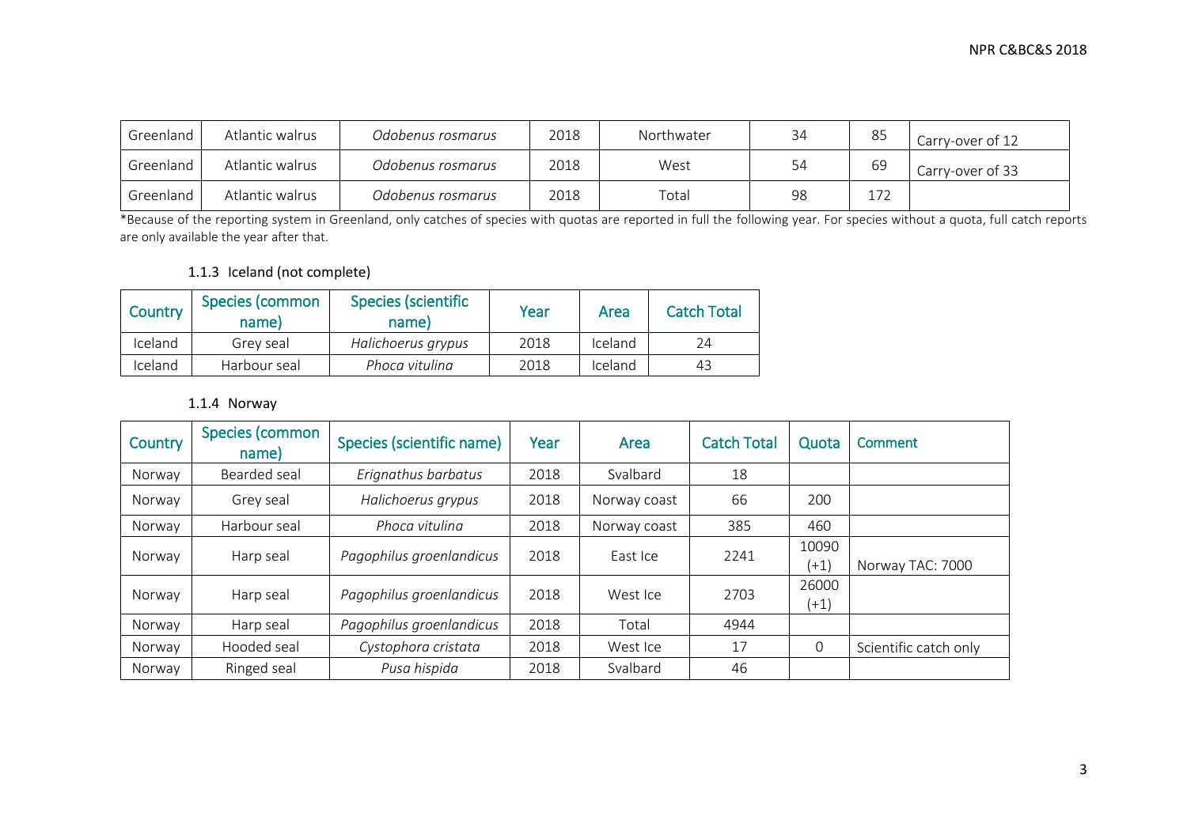| Greenland | Atlantic walrus | *Odobenus rosmarus* | 2018 | Northwater | 34 | 85 | Carry-over of 12 |
|---|---|---|---|---|---|---|---|
| Greenland | Atlantic walrus | *Odobenus rosmarus* | 2018 | West | 54 | 69 | Carry-over of 33 |
| Greenland | Atlantic walrus | *Odobenus rosmarus* | 2018 | Total | 98 | 172 | |

*Because of the reporting system in Greenland, only catches of species with quotas are reported in full the following year. For species without a quota, full catch reports are only available the year after that.

### 1.1.3 Iceland (not complete)

| Country | Species (common name) | Species (scientific name) | Year | Area | Catch Total |
|---|---|---|---|---|---|
| Iceland | Grey seal | *Halichoerus grypus* | 2018 | Iceland | 24 |
| Iceland | Harbour seal | *Phoca vitulina* | 2018 | Iceland | 43 |

### 1.1.4 Norway

| Country | Species (common name) | Species (scientific name) | Year | Area | Catch Total | Quota | Comment |
|---|---|---|---|---|---|---|---|
| Norway | Bearded seal | *Erignathus barbatus* | 2018 | Svalbard | 18 | | |
| Norway | Grey seal | *Halichoerus grypus* | 2018 | Norway coast | 66 | 200 | |
| Norway | Harbour seal | *Phoca vitulina* | 2018 | Norway coast | 385 | 460 | |
| Norway | Harp seal | *Pagophilus groenlandicus* | 2018 | East Ice | 2241 | 10090 (+1) | Norway TAC: 7000 |
| Norway | Harp seal | *Pagophilus groenlandicus* | 2018 | West Ice | 2703 | 26000 (+1) | |
| Norway | Harp seal | *Pagophilus groenlandicus* | 2018 | Total | 4944 | | |
| Norway | Hooded seal | *Cystophora cristata* | 2018 | West Ice | 17 | 0 | Scientific catch only |
| Norway | Ringed seal | *Pusa hispida* | 2018 | Svalbard | 46 | | |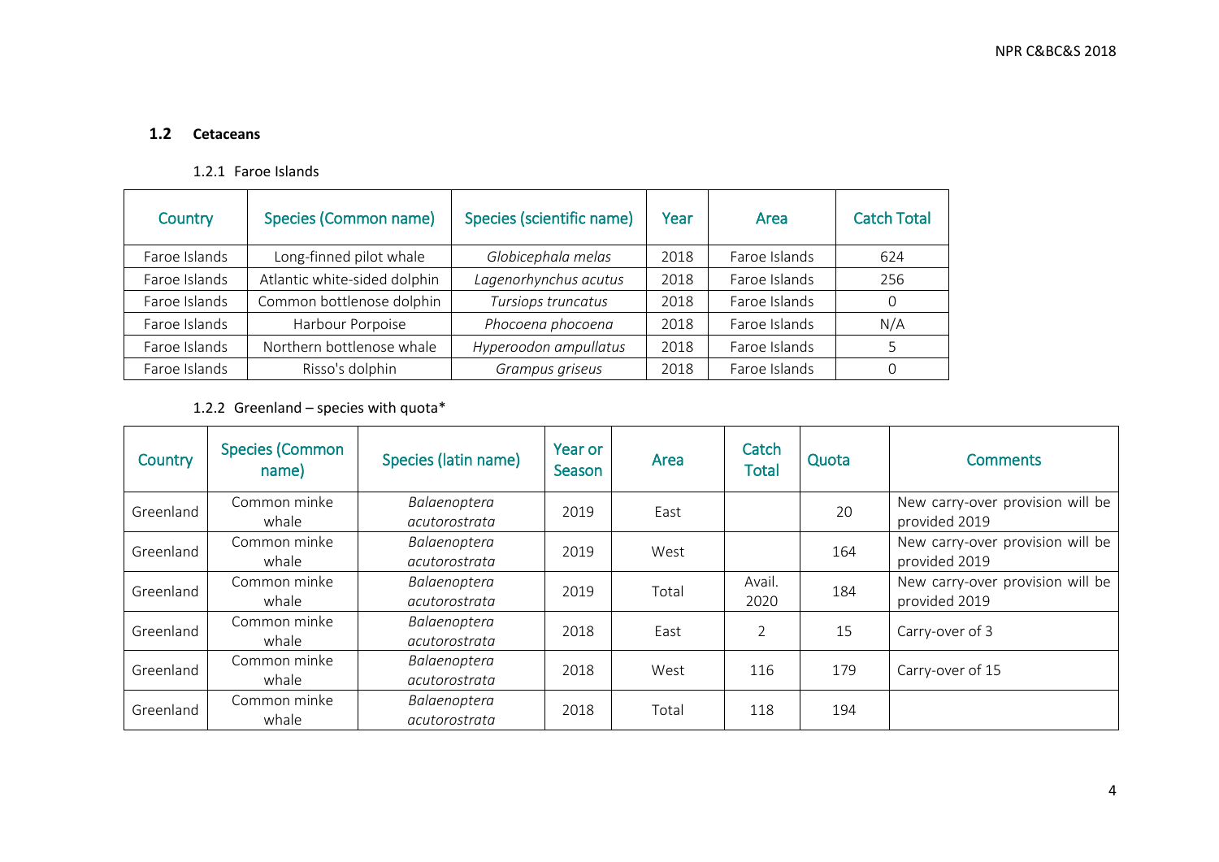## 1.2 Cetaceans

### 1.2.1 Faroe Islands

| Country | Species (Common name) | Species (scientific name) | Year | Area | Catch Total |
|---|---|---|---|---|---|
| Faroe Islands | Long-finned pilot whale | *Globicephala melas* | 2018 | Faroe Islands | 624 |
| Faroe Islands | Atlantic white-sided dolphin | *Lagenorhynchus acutus* | 2018 | Faroe Islands | 256 |
| Faroe Islands | Common bottlenose dolphin | *Tursiops truncatus* | 2018 | Faroe Islands | 0 |
| Faroe Islands | Harbour Porpoise | *Phocoena phocoena* | 2018 | Faroe Islands | N/A |
| Faroe Islands | Northern bottlenose whale | *Hyperoodon ampullatus* | 2018 | Faroe Islands | 5 |
| Faroe Islands | Risso's dolphin | *Grampus griseus* | 2018 | Faroe Islands | 0 |

### 1.2.2 Greenland – species with quota*

| Country | Species (Common name) | Species (latin name) | Year or Season | Area | Catch Total | Quota | Comments |
|---|---|---|---|---|---|---|---|
| Greenland | Common minke whale | *Balaenoptera acutorostrata* | 2019 | East | | 20 | New carry-over provision will be provided 2019 |
| Greenland | Common minke whale | *Balaenoptera acutorostrata* | 2019 | West | | 164 | New carry-over provision will be provided 2019 |
| Greenland | Common minke whale | *Balaenoptera acutorostrata* | 2019 | Total | Avail. 2020 | 184 | New carry-over provision will be provided 2019 |
| Greenland | Common minke whale | *Balaenoptera acutorostrata* | 2018 | East | 2 | 15 | Carry-over of 3 |
| Greenland | Common minke whale | *Balaenoptera acutorostrata* | 2018 | West | 116 | 179 | Carry-over of 15 |
| Greenland | Common minke whale | *Balaenoptera acutorostrata* | 2018 | Total | 118 | 194 | |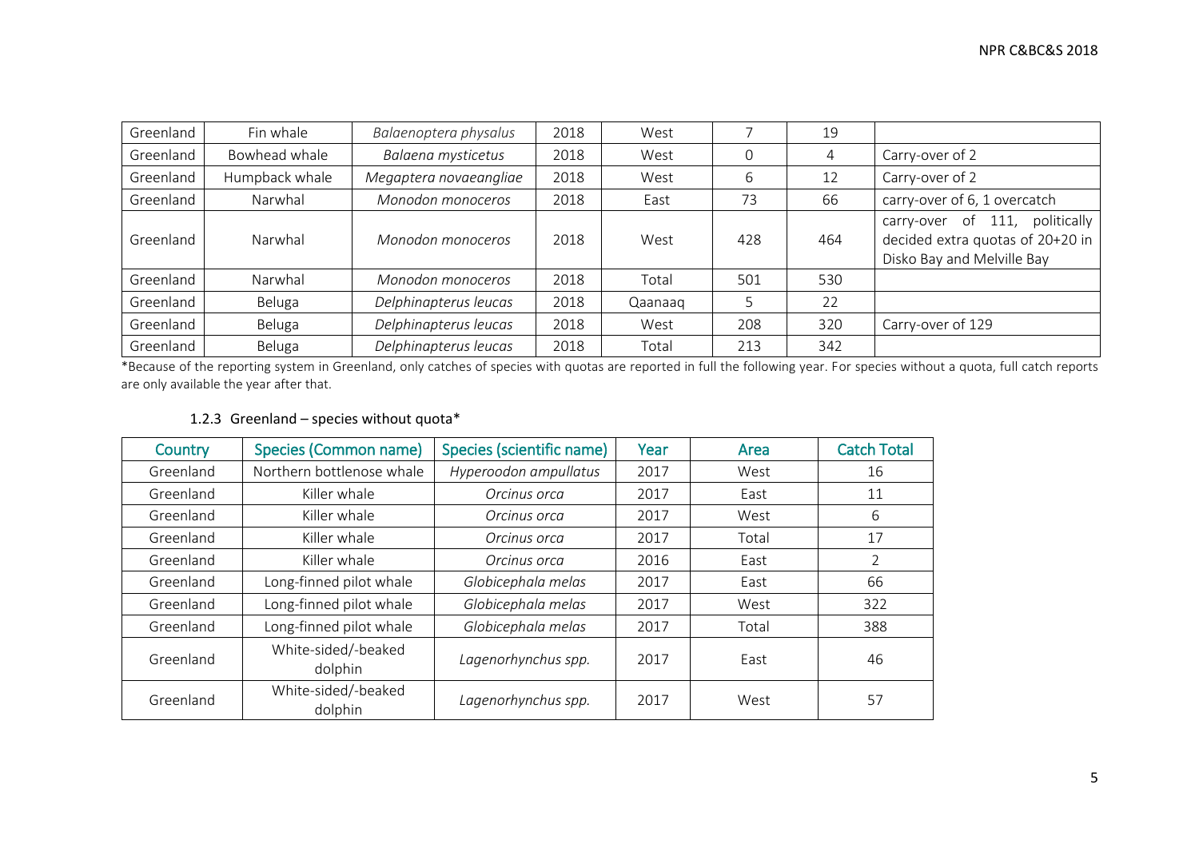| Greenland | Fin whale | *Balaenoptera physalus* | 2018 | West | 7 | 19 | |
|---|---|---|---|---|---|---|---|
| Greenland | Bowhead whale | *Balaena mysticetus* | 2018 | West | 0 | 4 | Carry-over of 2 |
| Greenland | Humpback whale | *Megaptera novaeangliae* | 2018 | West | 6 | 12 | Carry-over of 2 |
| Greenland | Narwhal | *Monodon monoceros* | 2018 | East | 73 | 66 | carry-over of 6, 1 overcatch |
| Greenland | Narwhal | *Monodon monoceros* | 2018 | West | 428 | 464 | carry-over of 111, politically decided extra quotas of 20+20 in Disko Bay and Melville Bay |
| Greenland | Narwhal | *Monodon monoceros* | 2018 | Total | 501 | 530 | |
| Greenland | Beluga | *Delphinapterus leucas* | 2018 | Qaanaaq | 5 | 22 | |
| Greenland | Beluga | *Delphinapterus leucas* | 2018 | West | 208 | 320 | Carry-over of 129 |
| Greenland | Beluga | *Delphinapterus leucas* | 2018 | Total | 213 | 342 | |

*Because of the reporting system in Greenland, only catches of species with quotas are reported in full the following year. For species without a quota, full catch reports are only available the year after that.

### 1.2.3 Greenland – species without quota*

| Country | Species (Common name) | Species (scientific name) | Year | Area | Catch Total |
|---|---|---|---|---|---|
| Greenland | Northern bottlenose whale | *Hyperoodon ampullatus* | 2017 | West | 16 |
| Greenland | Killer whale | *Orcinus orca* | 2017 | East | 11 |
| Greenland | Killer whale | *Orcinus orca* | 2017 | West | 6 |
| Greenland | Killer whale | *Orcinus orca* | 2017 | Total | 17 |
| Greenland | Killer whale | *Orcinus orca* | 2016 | East | 2 |
| Greenland | Long-finned pilot whale | *Globicephala melas* | 2017 | East | 66 |
| Greenland | Long-finned pilot whale | *Globicephala melas* | 2017 | West | 322 |
| Greenland | Long-finned pilot whale | *Globicephala melas* | 2017 | Total | 388 |
| Greenland | White-sided/-beaked dolphin | *Lagenorhynchus spp.* | 2017 | East | 46 |
| Greenland | White-sided/-beaked dolphin | *Lagenorhynchus spp.* | 2017 | West | 57 |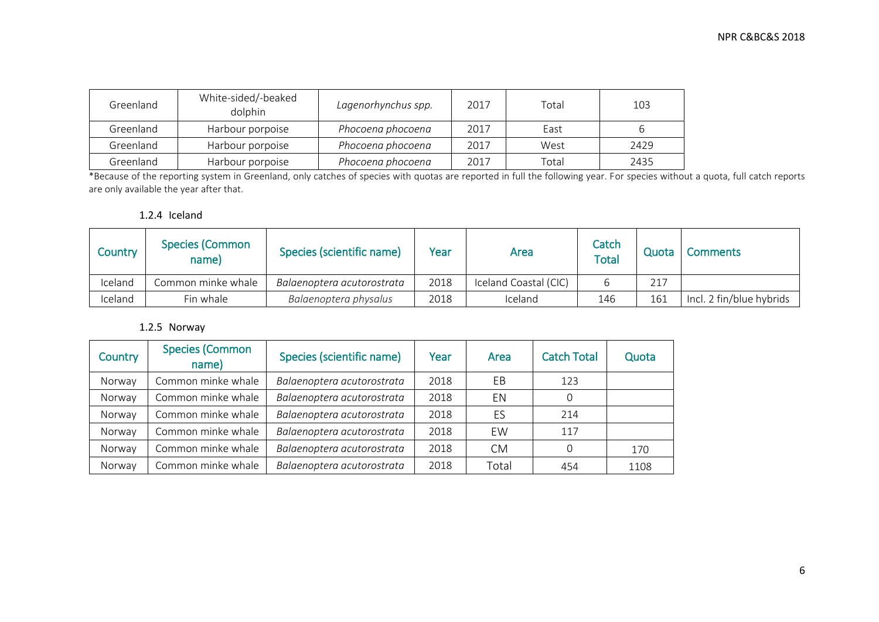| Greenland | White-sided/-beaked dolphin | *Lagenorhynchus spp.* | 2017 | Total | 103 |
|---|---|---|---|---|---|
| Greenland | Harbour porpoise | *Phocoena phocoena* | 2017 | East | 6 |
| Greenland | Harbour porpoise | *Phocoena phocoena* | 2017 | West | 2429 |
| Greenland | Harbour porpoise | *Phocoena phocoena* | 2017 | Total | 2435 |

*Because of the reporting system in Greenland, only catches of species with quotas are reported in full the following year. For species without a quota, full catch reports are only available the year after that.

### 1.2.4 Iceland

| Country | Species (Common name) | Species (scientific name) | Year | Area | Catch Total | Quota | Comments |
|---|---|---|---|---|---|---|---|
| Iceland | Common minke whale | *Balaenoptera acutorostrata* | 2018 | Iceland Coastal (CIC) | 6 | 217 | |
| Iceland | Fin whale | *Balaenoptera physalus* | 2018 | Iceland | 146 | 161 | Incl. 2 fin/blue hybrids |

### 1.2.5 Norway

| Country | Species (Common name) | Species (scientific name) | Year | Area | Catch Total | Quota |
|---|---|---|---|---|---|---|
| Norway | Common minke whale | *Balaenoptera acutorostrata* | 2018 | EB | 123 | |
| Norway | Common minke whale | *Balaenoptera acutorostrata* | 2018 | EN | 0 | |
| Norway | Common minke whale | *Balaenoptera acutorostrata* | 2018 | ES | 214 | |
| Norway | Common minke whale | *Balaenoptera acutorostrata* | 2018 | EW | 117 | |
| Norway | Common minke whale | *Balaenoptera acutorostrata* | 2018 | CM | 0 | 170 |
| Norway | Common minke whale | *Balaenoptera acutorostrata* | 2018 | Total | 454 | 1108 |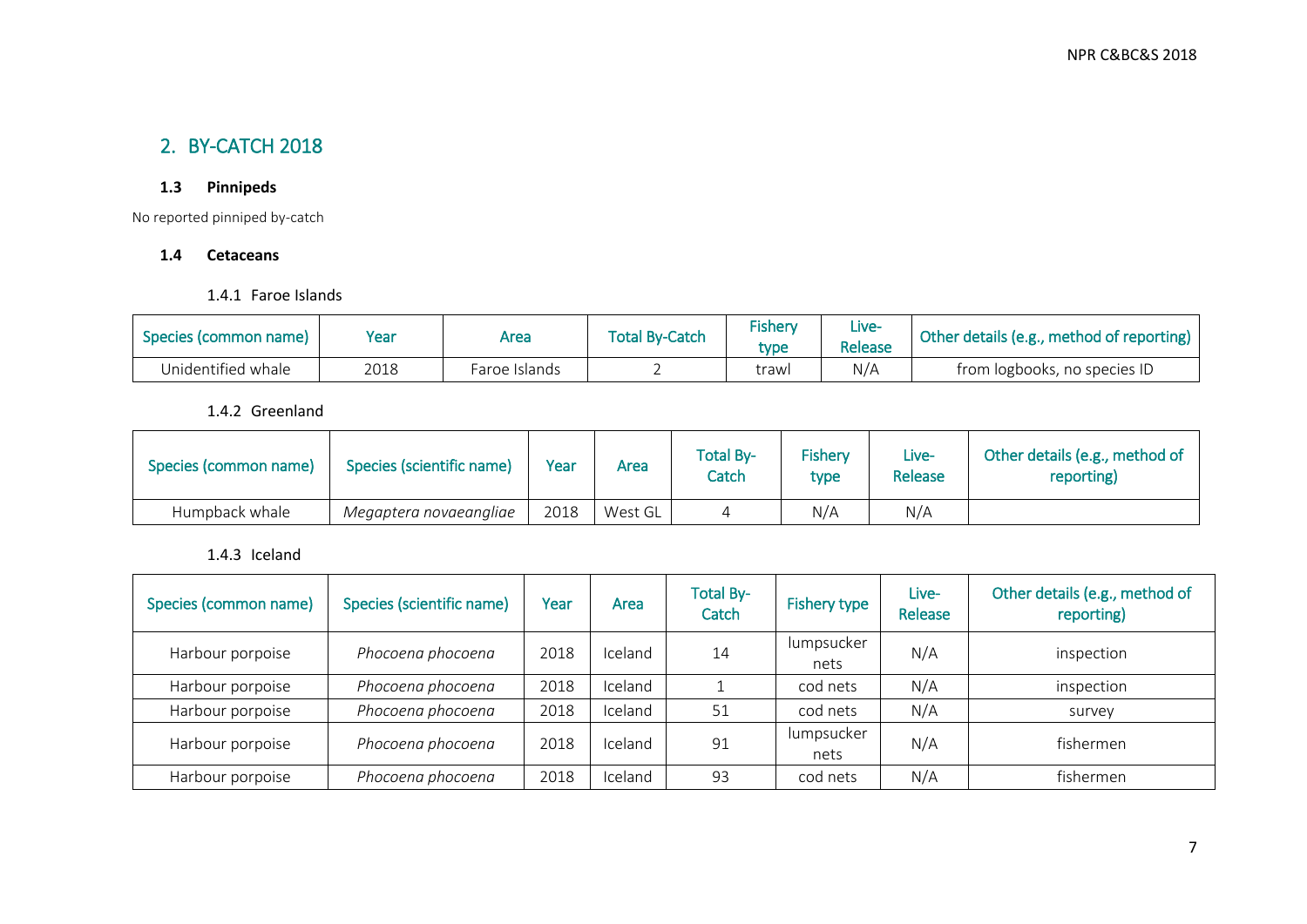## 2. BY-CATCH 2018

### 1.3 Pinnipeds

No reported pinniped by-catch

### 1.4 Cetaceans

#### 1.4.1 Faroe Islands

| Species (common name) | Year | Area | Total By-Catch | Fishery type | Live-Release | Other details (e.g., method of reporting) |
|---|---|---|---|---|---|---|
| Unidentified whale | 2018 | Faroe Islands | 2 | trawl | N/A | from logbooks, no species ID |

#### 1.4.2 Greenland

| Species (common name) | Species (scientific name) | Year | Area | Total By-Catch | Fishery type | Live-Release | Other details (e.g., method of reporting) |
|---|---|---|---|---|---|---|---|
| Humpback whale | *Megaptera novaeangliae* | 2018 | West GL | 4 | N/A | N/A | |

#### 1.4.3 Iceland

| Species (common name) | Species (scientific name) | Year | Area | Total By-Catch | Fishery type | Live-Release | Other details (e.g., method of reporting) |
|---|---|---|---|---|---|---|---|
| Harbour porpoise | *Phocoena phocoena* | 2018 | Iceland | 14 | lumpsucker nets | N/A | inspection |
| Harbour porpoise | *Phocoena phocoena* | 2018 | Iceland | 1 | cod nets | N/A | inspection |
| Harbour porpoise | *Phocoena phocoena* | 2018 | Iceland | 51 | cod nets | N/A | survey |
| Harbour porpoise | *Phocoena phocoena* | 2018 | Iceland | 91 | lumpsucker nets | N/A | fishermen |
| Harbour porpoise | *Phocoena phocoena* | 2018 | Iceland | 93 | cod nets | N/A | fishermen |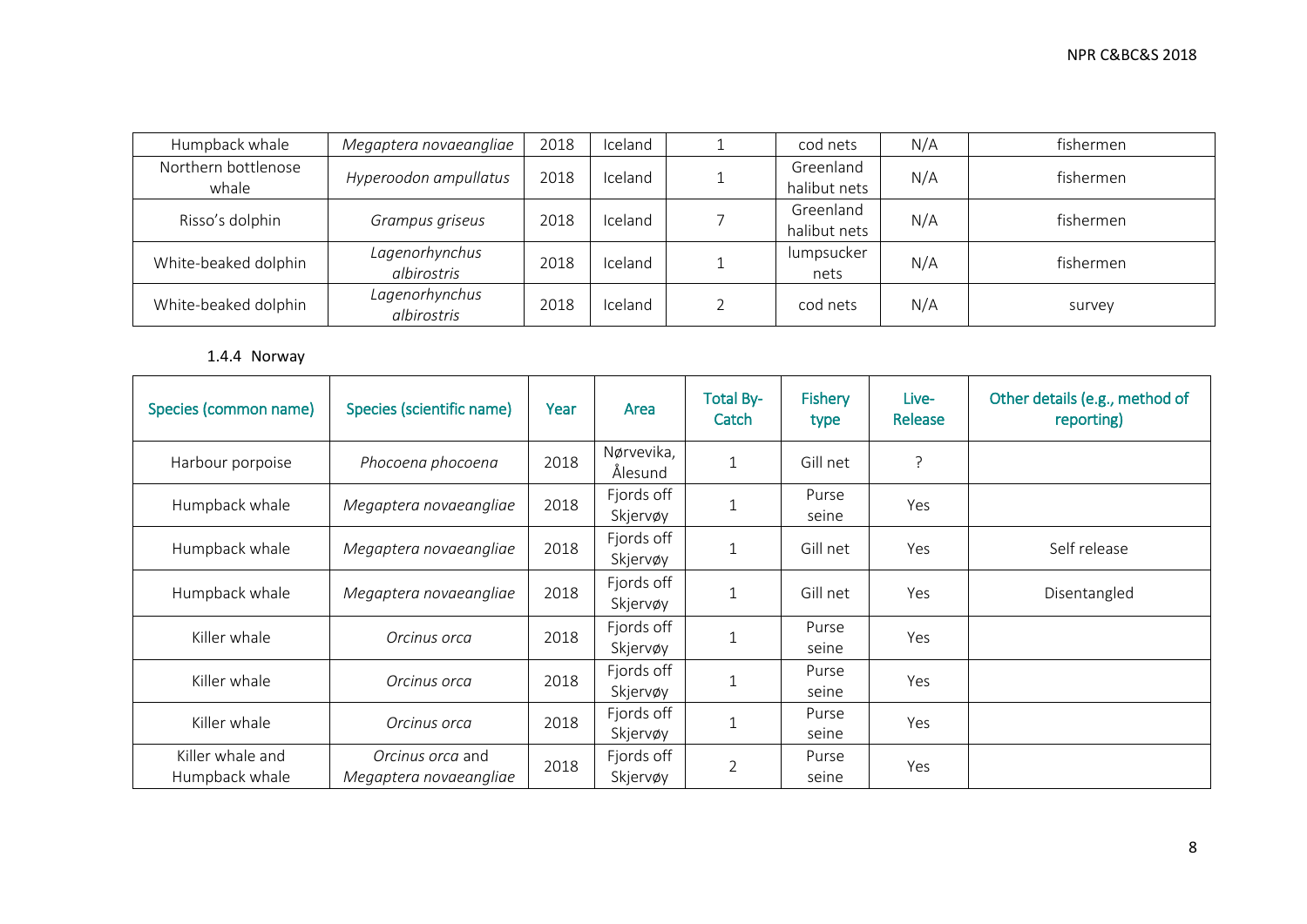| Humpback whale | *Megaptera novaeangliae* | 2018 | Iceland | 1 | cod nets | N/A | fishermen |
|---|---|---|---|---|---|---|---|
| Northern bottlenose whale | *Hyperoodon ampullatus* | 2018 | Iceland | 1 | Greenland halibut nets | N/A | fishermen |
| Risso's dolphin | *Grampus griseus* | 2018 | Iceland | 7 | Greenland halibut nets | N/A | fishermen |
| White-beaked dolphin | *Lagenorhynchus albirostris* | 2018 | Iceland | 1 | lumpsucker nets | N/A | fishermen |
| White-beaked dolphin | *Lagenorhynchus albirostris* | 2018 | Iceland | 2 | cod nets | N/A | survey |

### 1.4.4 Norway

| Species (common name) | Species (scientific name) | Year | Area | Total By-Catch | Fishery type | Live-Release | Other details (e.g., method of reporting) |
|---|---|---|---|---|---|---|---|
| Harbour porpoise | *Phocoena phocoena* | 2018 | Nørvevika, Ålesund | 1 | Gill net | ? | |
| Humpback whale | *Megaptera novaeangliae* | 2018 | Fjords off Skjervøy | 1 | Purse seine | Yes | |
| Humpback whale | *Megaptera novaeangliae* | 2018 | Fjords off Skjervøy | 1 | Gill net | Yes | Self release |
| Humpback whale | *Megaptera novaeangliae* | 2018 | Fjords off Skjervøy | 1 | Gill net | Yes | Disentangled |
| Killer whale | *Orcinus orca* | 2018 | Fjords off Skjervøy | 1 | Purse seine | Yes | |
| Killer whale | *Orcinus orca* | 2018 | Fjords off Skjervøy | 1 | Purse seine | Yes | |
| Killer whale | *Orcinus orca* | 2018 | Fjords off Skjervøy | 1 | Purse seine | Yes | |
| Killer whale and Humpback whale | *Orcinus orca* and *Megaptera novaeangliae* | 2018 | Fjords off Skjervøy | 2 | Purse seine | Yes | |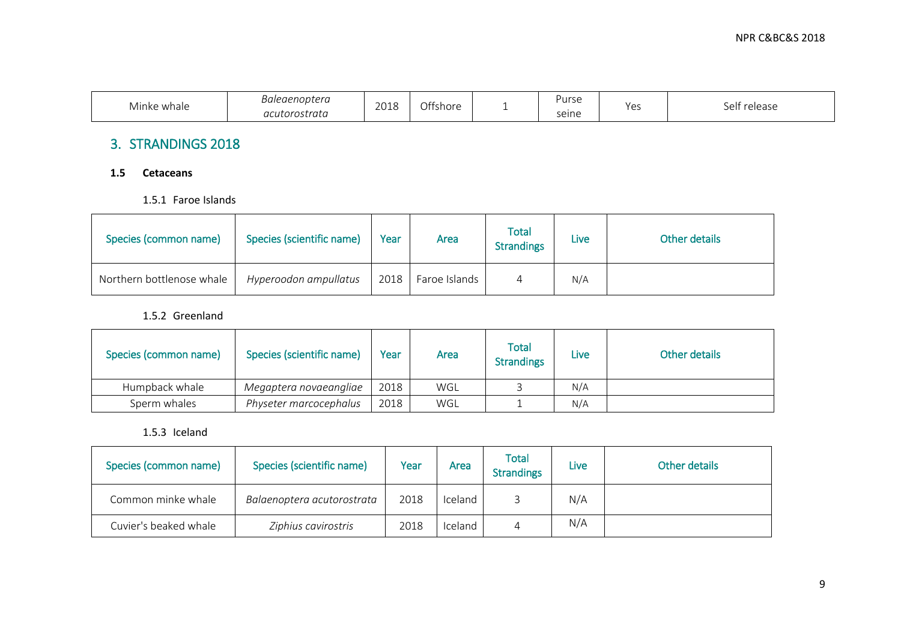| Minke whale | *Baleaenoptera acutorostrata* | 2018 | Offshore | 1 | Purse seine | Yes | Self release |
|---|---|---|---|---|---|---|---|

## 3. STRANDINGS 2018

### 1.5 Cetaceans

#### 1.5.1 Faroe Islands

| Species (common name) | Species (scientific name) | Year | Area | Total Strandings | Live | Other details |
|---|---|---|---|---|---|---|
| Northern bottlenose whale | *Hyperoodon ampullatus* | 2018 | Faroe Islands | 4 | N/A | |

#### 1.5.2 Greenland

| Species (common name) | Species (scientific name) | Year | Area | Total Strandings | Live | Other details |
|---|---|---|---|---|---|---|
| Humpback whale | *Megaptera novaeangliae* | 2018 | WGL | 3 | N/A | |
| Sperm whales | *Physeter marcocephalus* | 2018 | WGL | 1 | N/A | |

#### 1.5.3 Iceland

| Species (common name) | Species (scientific name) | Year | Area | Total Strandings | Live | Other details |
|---|---|---|---|---|---|---|
| Common minke whale | *Balaenoptera acutorostrata* | 2018 | Iceland | 3 | N/A | |
| Cuvier's beaked whale | *Ziphius cavirostris* | 2018 | Iceland | 4 | N/A | |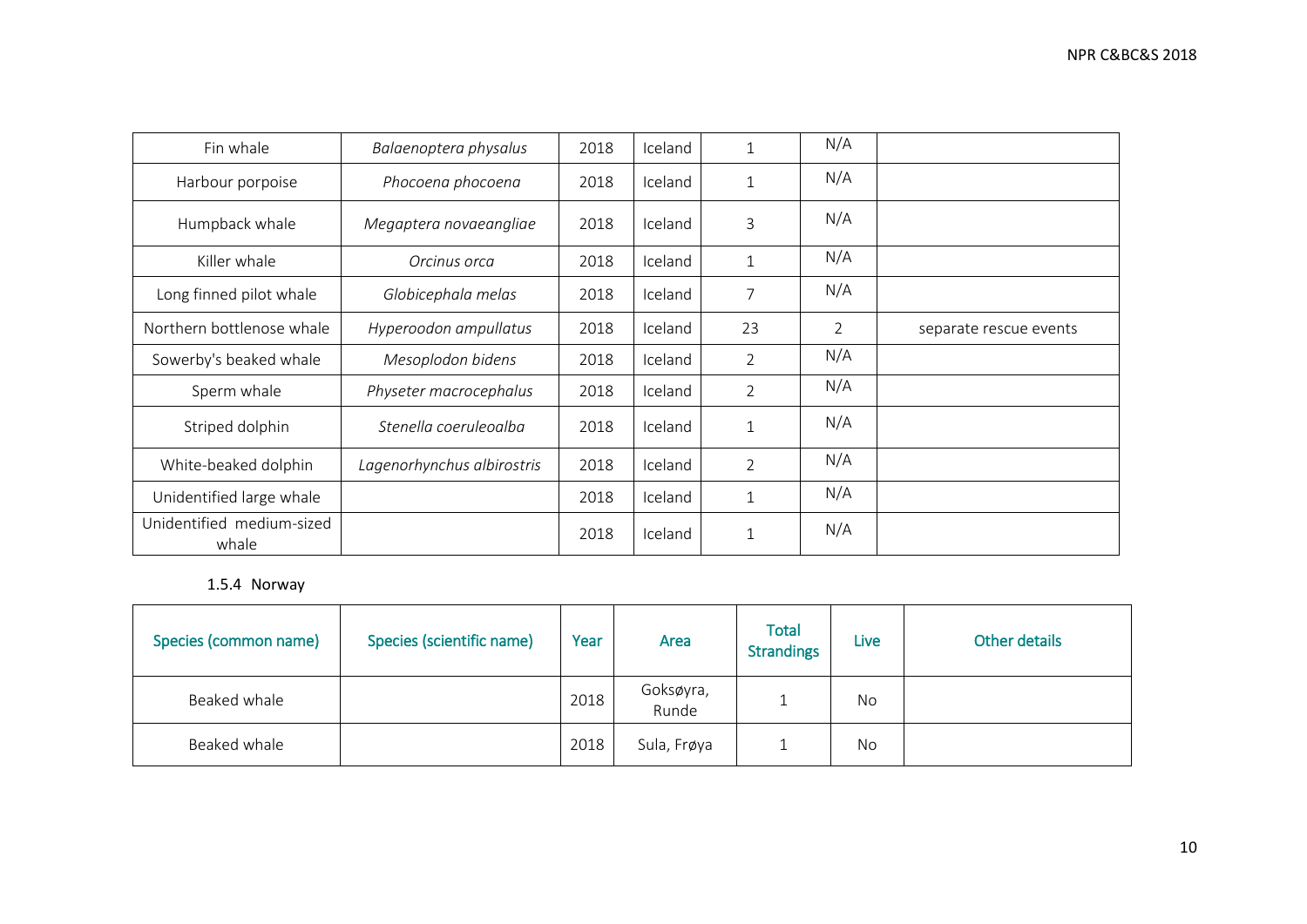| Fin whale | *Balaenoptera physalus* | 2018 | Iceland | 1 | N/A | |
|---|---|---|---|---|---|---|
| Harbour porpoise | *Phocoena phocoena* | 2018 | Iceland | 1 | N/A | |
| Humpback whale | *Megaptera novaeangliae* | 2018 | Iceland | 3 | N/A | |
| Killer whale | *Orcinus orca* | 2018 | Iceland | 1 | N/A | |
| Long finned pilot whale | *Globicephala melas* | 2018 | Iceland | 7 | N/A | |
| Northern bottlenose whale | *Hyperoodon ampullatus* | 2018 | Iceland | 23 | 2 | separate rescue events |
| Sowerby's beaked whale | *Mesoplodon bidens* | 2018 | Iceland | 2 | N/A | |
| Sperm whale | *Physeter macrocephalus* | 2018 | Iceland | 2 | N/A | |
| Striped dolphin | *Stenella coeruleoalba* | 2018 | Iceland | 1 | N/A | |
| White-beaked dolphin | *Lagenorhynchus albirostris* | 2018 | Iceland | 2 | N/A | |
| Unidentified large whale | | 2018 | Iceland | 1 | N/A | |
| Unidentified medium-sized whale | | 2018 | Iceland | 1 | N/A | |

### 1.5.4 Norway

| Species (common name) | Species (scientific name) | Year | Area | Total Strandings | Live | Other details |
|---|---|---|---|---|---|---|
| Beaked whale | | 2018 | Goksøyra, Runde | 1 | No | |
| Beaked whale | | 2018 | Sula, Frøya | 1 | No | |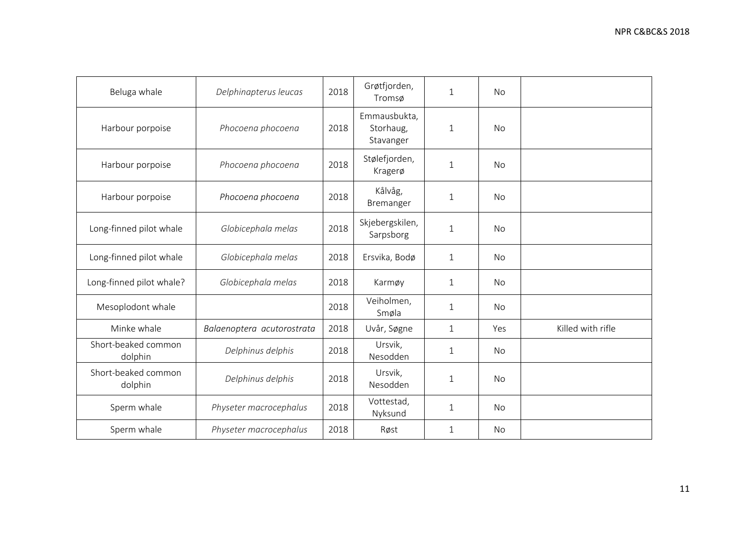| Beluga whale | *Delphinapterus leucas* | 2018 | Grøtfjorden, Tromsø | 1 | No | |
|---|---|---|---|---|---|---|
| Harbour porpoise | *Phocoena phocoena* | 2018 | Emmausbukta, Storhaug, Stavanger | 1 | No | |
| Harbour porpoise | *Phocoena phocoena* | 2018 | Stølefjorden, Kragerø | 1 | No | |
| Harbour porpoise | *Phocoena phocoena* | 2018 | Kålvåg, Bremanger | 1 | No | |
| Long-finned pilot whale | *Globicephala melas* | 2018 | Skjebergskilen, Sarpsborg | 1 | No | |
| Long-finned pilot whale | *Globicephala melas* | 2018 | Ersvika, Bodø | 1 | No | |
| Long-finned pilot whale? | *Globicephala melas* | 2018 | Karmøy | 1 | No | |
| Mesoplodont whale | | 2018 | Veiholmen, Smøla | 1 | No | |
| Minke whale | *Balaenoptera acutorostrata* | 2018 | Uvår, Søgne | 1 | Yes | Killed with rifle |
| Short-beaked common dolphin | *Delphinus delphis* | 2018 | Ursvik, Nesodden | 1 | No | |
| Short-beaked common dolphin | *Delphinus delphis* | 2018 | Ursvik, Nesodden | 1 | No | |
| Sperm whale | *Physeter macrocephalus* | 2018 | Vottestad, Nyksund | 1 | No | |
| Sperm whale | *Physeter macrocephalus* | 2018 | Røst | 1 | No | |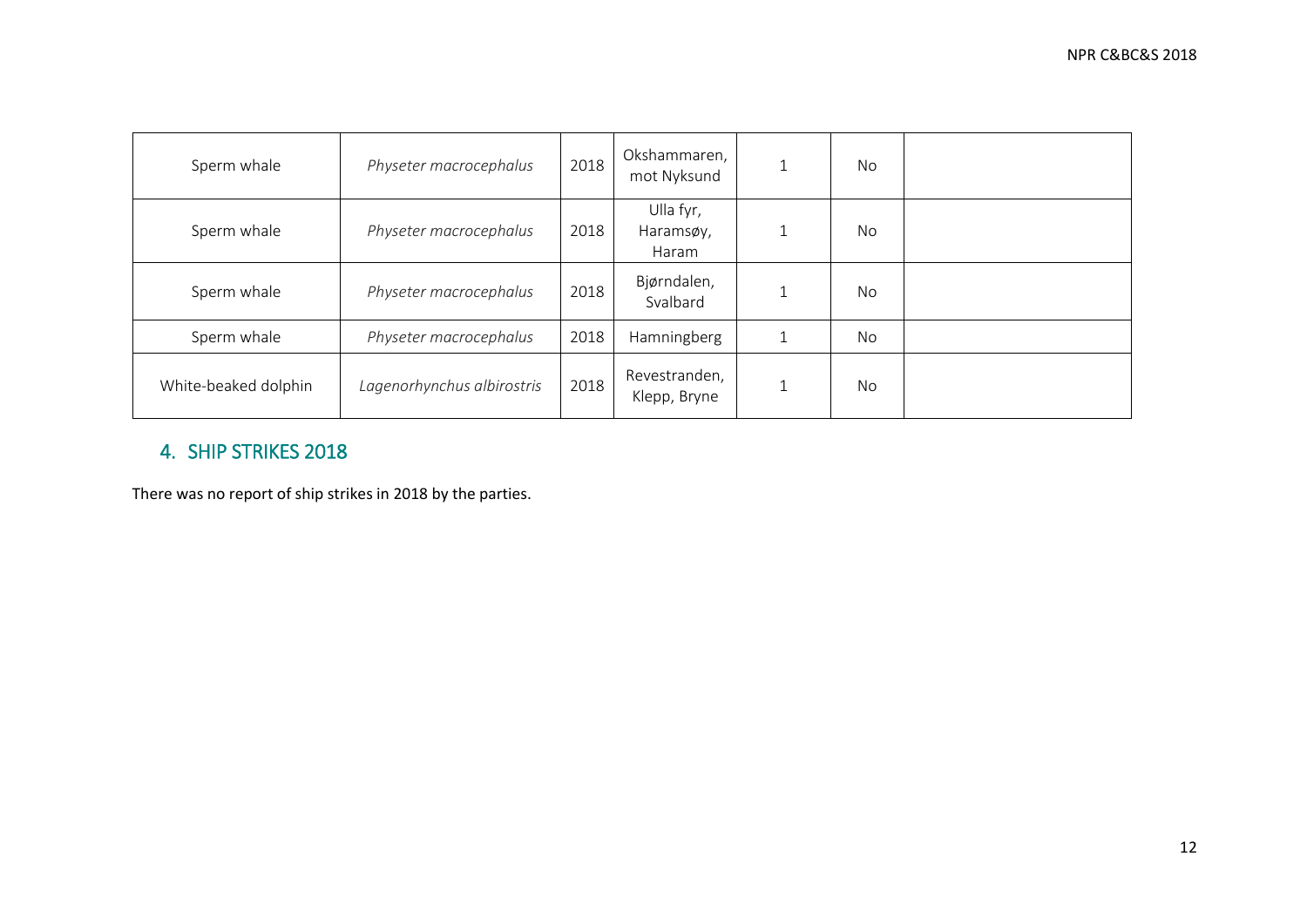| | | | | | | |
|---|---|---|---|---|---|---|
| Sperm whale | *Physeter macrocephalus* | 2018 | Okshammaren, mot Nyksund | 1 | No | |
| Sperm whale | *Physeter macrocephalus* | 2018 | Ulla fyr, Haramsøy, Haram | 1 | No | |
| Sperm whale | *Physeter macrocephalus* | 2018 | Bjørndalen, Svalbard | 1 | No | |
| Sperm whale | *Physeter macrocephalus* | 2018 | Hamningberg | 1 | No | |
| White-beaked dolphin | *Lagenorhynchus albirostris* | 2018 | Revestranden, Klepp, Bryne | 1 | No | |

## 4. SHIP STRIKES 2018

There was no report of ship strikes in 2018 by the parties.